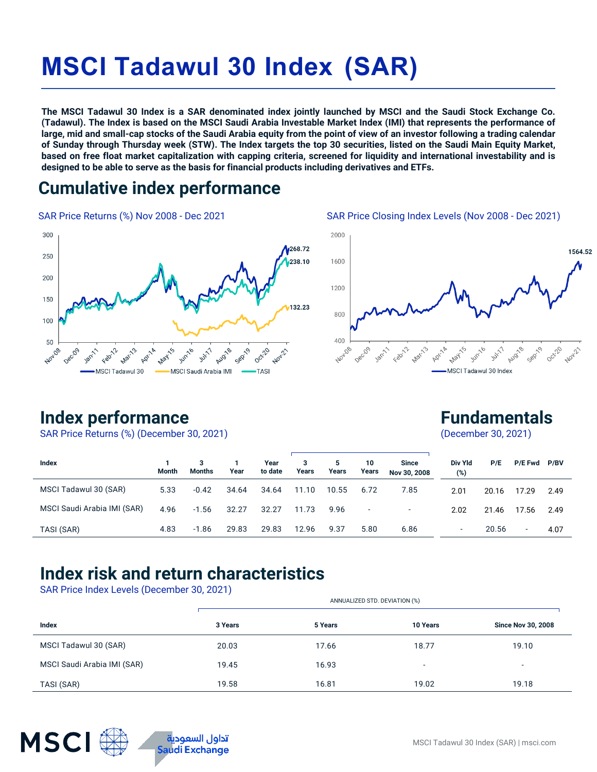# MSCI Tadawul 30 Index (SAR)

**The MSCI Tadawul 30 Index is a SAR denominated index jointly launched by MSCI and the Saudi Stock Exchange Co. (Tadawul). The Index is based on the MSCI Saudi Arabia Investable Market Index (IMI) that represents the performance of large, mid and small-cap stocks of the Saudi Arabia equity from the point of view of an investor following a trading calendar of Sunday through Thursday week (STW). The Index targets the top 30 securities, listed on the Saudi Main Equity Market, based on free float market capitalization with capping criteria, screened for liquidity and international investability and is designed to be able to serve as the basis for financial products including derivatives and ETFs.**

## Cumulative index performance

SAR Price Returns (%) Nov 2008 - Dec 2021

SAR Price Closing Index Levels (Nov 2008 - Dec 2021)

## Index performance

SAR Price Returns (%) (December 30, 2021)

| Index | 1 Month | 3 Months | 1 Year | Year to date | 3 Years | 5 Years | 10 Years | Since Nov 30, 2008 |
|---|---|---|---|---|---|---|---|---|
| MSCI Tadawul 30 (SAR) | 5.33 | -0.42 | 34.64 | 34.64 | 11.10 | 10.55 | 6.72 | 7.85 |
| MSCI Saudi Arabia IMI (SAR) | 4.96 | -1.56 | 32.27 | 32.27 | 11.73 | 9.96 | - | - |
| TASI (SAR) | 4.83 | -1.86 | 29.83 | 29.83 | 12.96 | 9.37 | 5.80 | 6.86 |

## Fundamentals

(December 30, 2021)

| Index | Div Yld (%) | P/E | P/E Fwd | P/BV |
|---|---|---|---|---|
| MSCI Tadawul 30 (SAR) | 2.01 | 20.16 | 17.29 | 2.49 |
| MSCI Saudi Arabia IMI (SAR) | 2.02 | 21.46 | 17.56 | 2.49 |
| TASI (SAR) | - | 20.56 | - | 4.07 |

## Index risk and return characteristics

SAR Price Index Levels (December 30, 2021)

| Index | ANNUALIZED STD. DEVIATION (%) | | | |
|---|---|---|---|---|
| | 3 Years | 5 Years | 10 Years | Since Nov 30, 2008 |
| MSCI Tadawul 30 (SAR) | 20.03 | 17.66 | 18.77 | 19.10 |
| MSCI Saudi Arabia IMI (SAR) | 19.45 | 16.93 | - | - |
| TASI (SAR) | 19.58 | 16.81 | 19.02 | 19.18 |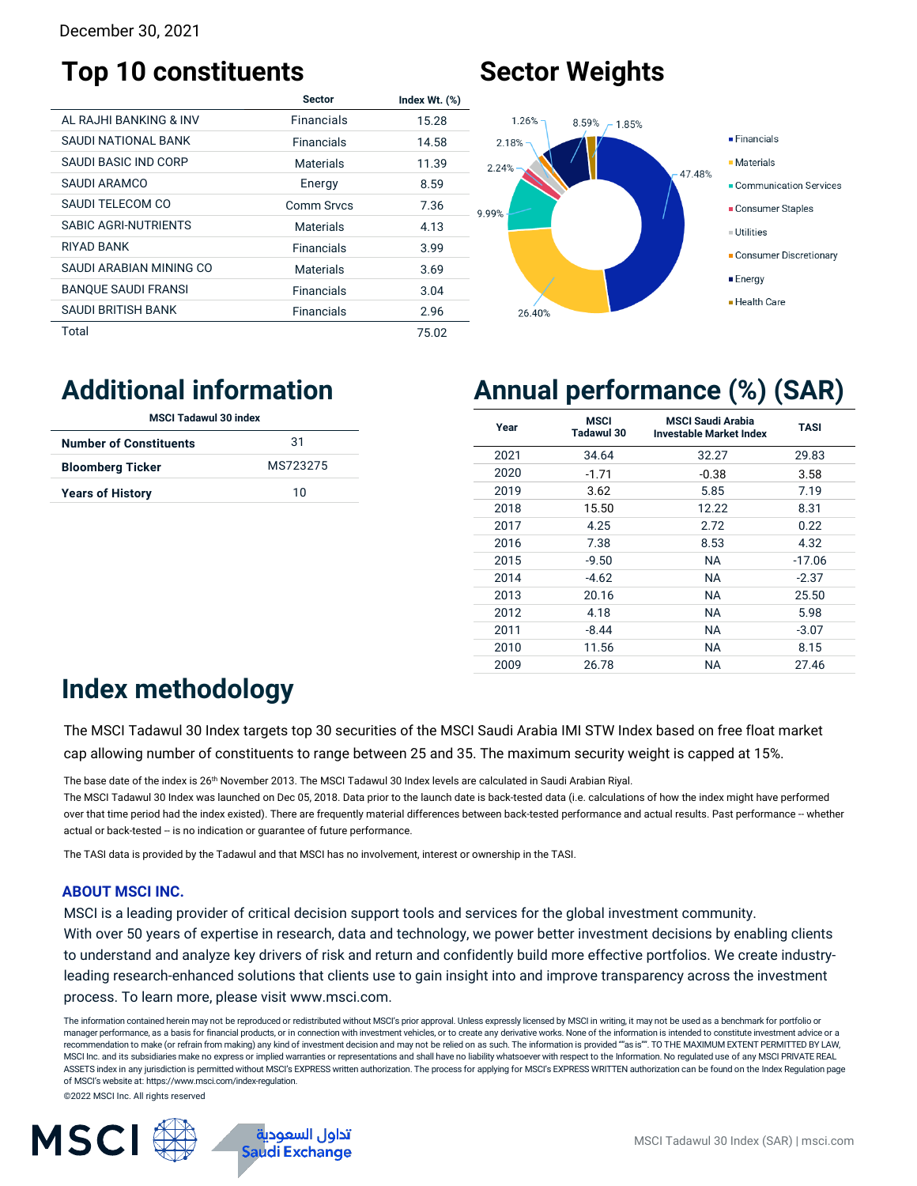December 30, 2021

## Top 10 constituents

| | Sector | Index Wt. (%) |
|---|---|---|
| AL RAJHI BANKING & INV | Financials | 15.28 |
| SAUDI NATIONAL BANK | Financials | 14.58 |
| SAUDI BASIC IND CORP | Materials | 11.39 |
| SAUDI ARAMCO | Energy | 8.59 |
| SAUDI TELECOM CO | Comm Srvcs | 7.36 |
| SABIC AGRI-NUTRIENTS | Materials | 4.13 |
| RIYAD BANK | Financials | 3.99 |
| SAUDI ARABIAN MINING CO | Materials | 3.69 |
| BANQUE SAUDI FRANSI | Financials | 3.04 |
| SAUDI BRITISH BANK | Financials | 2.96 |
| Total | | 75.02 |

## Sector Weights

47.48%
26.40%
9.99%
2.24%
2.18%
1.26%
8.59%
1.85%

Financials
Materials
Communication Services
Consumer Staples
Utilities
Consumer Discretionary
Energy
Health Care

## Additional information

| MSCI Tadawul 30 index | |
|---|---|
| **Number of Constituents** | 31 |
| **Bloomberg Ticker** | MS723275 |
| **Years of History** | 10 |

## Annual performance (%) (SAR)

| Year | MSCI Tadawul 30 | MSCI Saudi Arabia Investable Market Index | TASI |
|---|---|---|---|
| 2021 | 34.64 | 32.27 | 29.83 |
| 2020 | -1.71 | -0.38 | 3.58 |
| 2019 | 3.62 | 5.85 | 7.19 |
| 2018 | 15.50 | 12.22 | 8.31 |
| 2017 | 4.25 | 2.72 | 0.22 |
| 2016 | 7.38 | 8.53 | 4.32 |
| 2015 | -9.50 | NA | -17.06 |
| 2014 | -4.62 | NA | -2.37 |
| 2013 | 20.16 | NA | 25.50 |
| 2012 | 4.18 | NA | 5.98 |
| 2011 | -8.44 | NA | -3.07 |
| 2010 | 11.56 | NA | 8.15 |
| 2009 | 26.78 | NA | 27.46 |

## Index methodology

The MSCI Tadawul 30 Index targets top 30 securities of the MSCI Saudi Arabia IMI STW Index based on free float market cap allowing number of constituents to range between 25 and 35. The maximum security weight is capped at 15%.

The base date of the index is 26th November 2013. The MSCI Tadawul 30 Index levels are calculated in Saudi Arabian Riyal.
The MSCI Tadawul 30 Index was launched on Dec 05, 2018. Data prior to the launch date is back-tested data (i.e. calculations of how the index might have performed over that time period had the index existed). There are frequently material differences between back-tested performance and actual results. Past performance -- whether actual or back-tested -- is no indication or guarantee of future performance.

The TASI data is provided by the Tadawul and that MSCI has no involvement, interest or ownership in the TASI.

### ABOUT MSCI INC.

MSCI is a leading provider of critical decision support tools and services for the global investment community. With over 50 years of expertise in research, data and technology, we power better investment decisions by enabling clients to understand and analyze key drivers of risk and return and confidently build more effective portfolios. We create industry-leading research-enhanced solutions that clients use to gain insight into and improve transparency across the investment process. To learn more, please visit www.msci.com.

The information contained herein may not be reproduced or redistributed without MSCI's prior approval. Unless expressly licensed by MSCI in writing, it may not be used as a benchmark for portfolio or manager performance, as a basis for financial products, or in connection with investment vehicles, or to create any derivative works. None of the information is intended to constitute investment advice or a recommendation to make (or refrain from making) any kind of investment decision and may not be relied on as such. The information is provided ""as is"". TO THE MAXIMUM EXTENT PERMITTED BY LAW, MSCI Inc. and its subsidiaries make no express or implied warranties or representations and shall have no liability whatsoever with respect to the Information. No regulated use of any MSCI PRIVATE REAL ASSETS index in any jurisdiction is permitted without MSCI's EXPRESS written authorization. The process for applying for MSCI's EXPRESS WRITTEN authorization can be found on the Index Regulation page of MSCI's website at: https://www.msci.com/index-regulation.

©2022 MSCI Inc. All rights reserved

MSCI

تداول السعودية Saudi Exchange